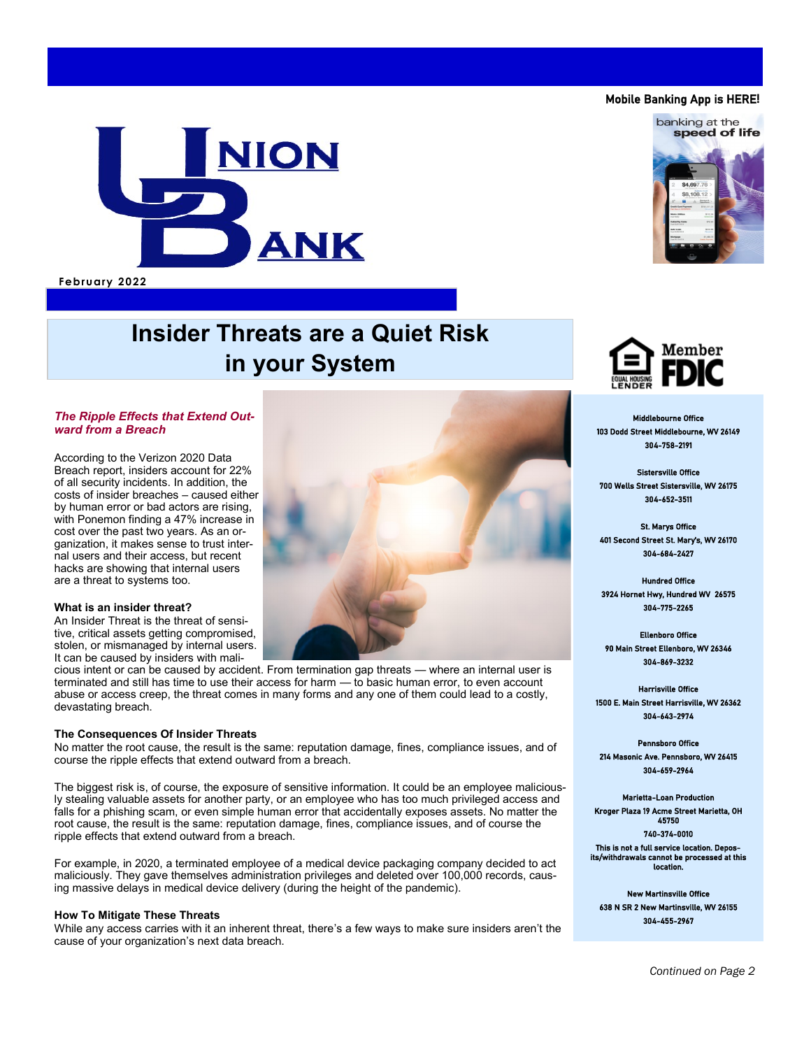# Union Bank

February 2022

Mobile Banking App is HERE!

banking at the speed of life

## Insider Threats are a Quiet Risk in your System

***The Ripple Effects that Extend Outward from a Breach***

According to the Verizon 2020 Data Breach report, insiders account for 22% of all security incidents. In addition, the costs of insider breaches – caused either by human error or bad actors are rising, with Ponemon finding a 47% increase in cost over the past two years. As an organization, it makes sense to trust internal users and their access, but recent hacks are showing that internal users are a threat to systems too.

**What is an insider threat?**

An Insider Threat is the threat of sensitive, critical assets getting compromised, stolen, or mismanaged by internal users. It can be caused by insiders with malicious intent or can be caused by accident. From termination gap threats — where an internal user is terminated and still has time to use their access for harm — to basic human error, to even account abuse or access creep, the threat comes in many forms and any one of them could lead to a costly, devastating breach.

**The Consequences Of Insider Threats**

No matter the root cause, the result is the same: reputation damage, fines, compliance issues, and of course the ripple effects that extend outward from a breach.

The biggest risk is, of course, the exposure of sensitive information. It could be an employee maliciously stealing valuable assets for another party, or an employee who has too much privileged access and falls for a phishing scam, or even simple human error that accidentally exposes assets. No matter the root cause, the result is the same: reputation damage, fines, compliance issues, and of course the ripple effects that extend outward from a breach.

For example, in 2020, a terminated employee of a medical device packaging company decided to act maliciously. They gave themselves administration privileges and deleted over 100,000 records, causing massive delays in medical device delivery (during the height of the pandemic).

**How To Mitigate These Threats**

While any access carries with it an inherent threat, there's a few ways to make sure insiders aren't the cause of your organization's next data breach.

*Continued on Page 2*

Equal Housing Lender | Member FDIC

**Middlebourne Office**
103 Dodd Street Middlebourne, WV 26149
304-758-2191

**Sistersville Office**
700 Wells Street Sistersville, WV 26175
304-652-3511

**St. Marys Office**
401 Second Street St. Mary's, WV 26170
304-684-2427

**Hundred Office**
3924 Hornet Hwy, Hundred WV 26575
304-775-2265

**Ellenboro Office**
90 Main Street Ellenboro, WV 26346
304-869-3232

**Harrisville Office**
1500 E. Main Street Harrisville, WV 26362
304-643-2974

**Pennsboro Office**
214 Masonic Ave. Pennsboro, WV 26415
304-659-2964

**Marietta-Loan Production**
Kroger Plaza 19 Acme Street Marietta, OH 45750
740-374-0010
This is not a full service location. Deposits/withdrawals cannot be processed at this location.

**New Martinsville Office**
638 N SR 2 New Martinsville, WV 26155
304-455-2967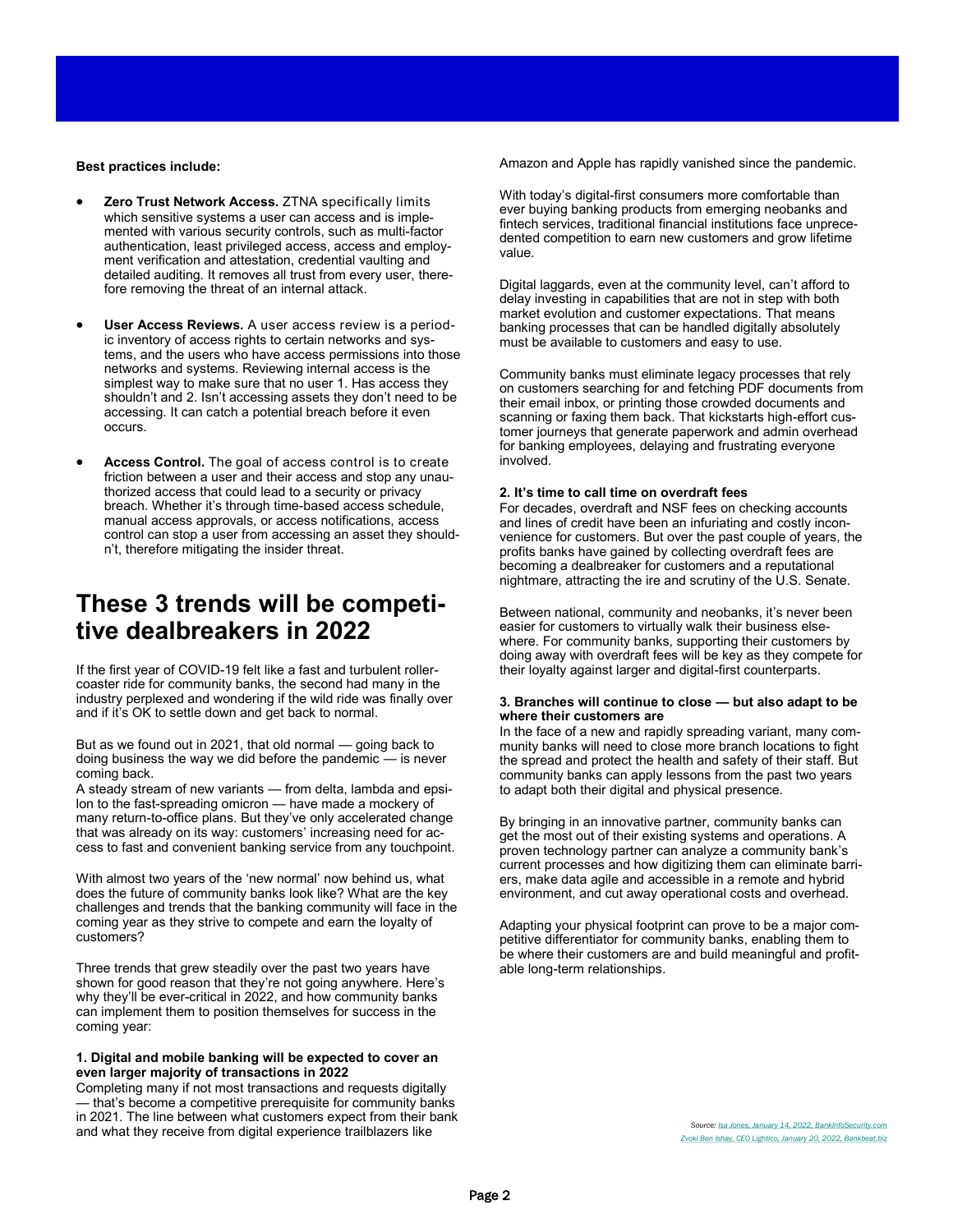**Best practices include:**

- **Zero Trust Network Access.** ZTNA specifically limits which sensitive systems a user can access and is implemented with various security controls, such as multi-factor authentication, least privileged access, access and employment verification and attestation, credential vaulting and detailed auditing. It removes all trust from every user, therefore removing the threat of an internal attack.

- **User Access Reviews.** A user access review is a periodic inventory of access rights to certain networks and systems, and the users who have access permissions into those networks and systems. Reviewing internal access is the simplest way to make sure that no user 1. Has access they shouldn't and 2. Isn't accessing assets they don't need to be accessing. It can catch a potential breach before it even occurs.

- **Access Control.** The goal of access control is to create friction between a user and their access and stop any unauthorized access that could lead to a security or privacy breach. Whether it's through time-based access schedule, manual access approvals, or access notifications, access control can stop a user from accessing an asset they shouldn't, therefore mitigating the insider threat.

# These 3 trends will be competitive dealbreakers in 2022

If the first year of COVID-19 felt like a fast and turbulent rollercoaster ride for community banks, the second had many in the industry perplexed and wondering if the wild ride was finally over and if it's OK to settle down and get back to normal.

But as we found out in 2021, that old normal — going back to doing business the way we did before the pandemic — is never coming back.

A steady stream of new variants — from delta, lambda and epsilon to the fast-spreading omicron — have made a mockery of many return-to-office plans. But they've only accelerated change that was already on its way: customers' increasing need for access to fast and convenient banking service from any touchpoint.

With almost two years of the 'new normal' now behind us, what does the future of community banks look like? What are the key challenges and trends that the banking community will face in the coming year as they strive to compete and earn the loyalty of customers?

Three trends that grew steadily over the past two years have shown for good reason that they're not going anywhere. Here's why they'll be ever-critical in 2022, and how community banks can implement them to position themselves for success in the coming year:

**1. Digital and mobile banking will be expected to cover an even larger majority of transactions in 2022**

Completing many if not most transactions and requests digitally — that's become a competitive prerequisite for community banks in 2021. The line between what customers expect from their bank and what they receive from digital experience trailblazers like Amazon and Apple has rapidly vanished since the pandemic.

With today's digital-first consumers more comfortable than ever buying banking products from emerging neobanks and fintech services, traditional financial institutions face unprecedented competition to earn new customers and grow lifetime value.

Digital laggards, even at the community level, can't afford to delay investing in capabilities that are not in step with both market evolution and customer expectations. That means banking processes that can be handled digitally absolutely must be available to customers and easy to use.

Community banks must eliminate legacy processes that rely on customers searching for and fetching PDF documents from their email inbox, or printing those crowded documents and scanning or faxing them back. That kickstarts high-effort customer journeys that generate paperwork and admin overhead for banking employees, delaying and frustrating everyone involved.

**2. It's time to call time on overdraft fees**

For decades, overdraft and NSF fees on checking accounts and lines of credit have been an infuriating and costly inconvenience for customers. But over the past couple of years, the profits banks have gained by collecting overdraft fees are becoming a dealbreaker for customers and a reputational nightmare, attracting the ire and scrutiny of the U.S. Senate.

Between national, community and neobanks, it's never been easier for customers to virtually walk their business elsewhere. For community banks, supporting their customers by doing away with overdraft fees will be key as they compete for their loyalty against larger and digital-first counterparts.

**3. Branches will continue to close — but also adapt to be where their customers are**

In the face of a new and rapidly spreading variant, many community banks will need to close more branch locations to fight the spread and protect the health and safety of their staff. But community banks can apply lessons from the past two years to adapt both their digital and physical presence.

By bringing in an innovative partner, community banks can get the most out of their existing systems and operations. A proven technology partner can analyze a community bank's current processes and how digitizing them can eliminate barriers, make data agile and accessible in a remote and hybrid environment, and cut away operational costs and overhead.

Adapting your physical footprint can prove to be a major competitive differentiator for community banks, enabling them to be where their customers are and build meaningful and profitable long-term relationships.

*Source: Isa Jones, January 14, 2022, BankInfoSecurity.com*
*Zvoki Ben Ishay, CEO Lightico, January 20, 2022, Bankbeat.biz*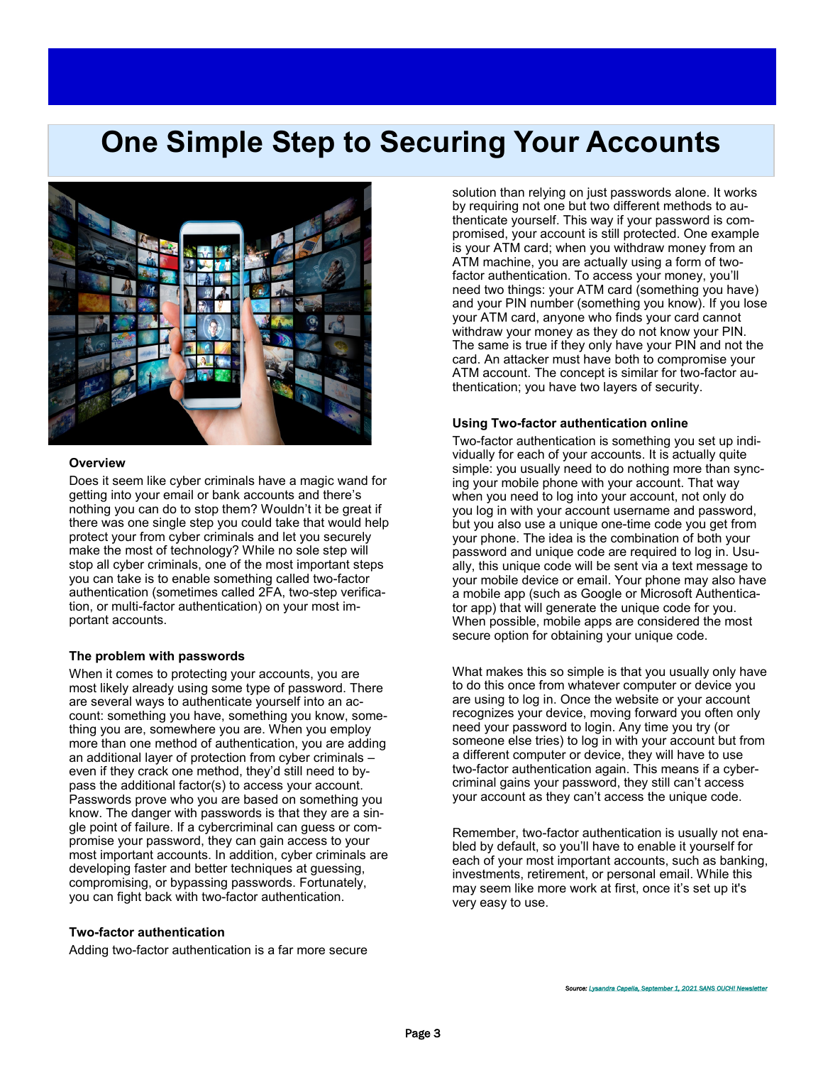# One Simple Step to Securing Your Accounts

**Overview**

Does it seem like cyber criminals have a magic wand for getting into your email or bank accounts and there's nothing you can do to stop them? Wouldn't it be great if there was one single step you could take that would help protect your from cyber criminals and let you securely make the most of technology? While no sole step will stop all cyber criminals, one of the most important steps you can take is to enable something called two-factor authentication (sometimes called 2FA, two-step verification, or multi-factor authentication) on your most important accounts.

**The problem with passwords**

When it comes to protecting your accounts, you are most likely already using some type of password. There are several ways to authenticate yourself into an account: something you have, something you know, something you are, somewhere you are. When you employ more than one method of authentication, you are adding an additional layer of protection from cyber criminals – even if they crack one method, they'd still need to bypass the additional factor(s) to access your account. Passwords prove who you are based on something you know. The danger with passwords is that they are a single point of failure. If a cybercriminal can guess or compromise your password, they can gain access to your most important accounts. In addition, cyber criminals are developing faster and better techniques at guessing, compromising, or bypassing passwords. Fortunately, you can fight back with two-factor authentication.

**Two-factor authentication**

Adding two-factor authentication is a far more secure solution than relying on just passwords alone. It works by requiring not one but two different methods to authenticate yourself. This way if your password is compromised, your account is still protected. One example is your ATM card; when you withdraw money from an ATM machine, you are actually using a form of two-factor authentication. To access your money, you'll need two things: your ATM card (something you have) and your PIN number (something you know). If you lose your ATM card, anyone who finds your card cannot withdraw your money as they do not know your PIN. The same is true if they only have your PIN and not the card. An attacker must have both to compromise your ATM account. The concept is similar for two-factor authentication; you have two layers of security.

**Using Two-factor authentication online**

Two-factor authentication is something you set up individually for each of your accounts. It is actually quite simple: you usually need to do nothing more than syncing your mobile phone with your account. That way when you need to log into your account, not only do you log in with your account username and password, but you also use a unique one-time code you get from your phone. The idea is the combination of both your password and unique code are required to log in. Usually, this unique code will be sent via a text message to your mobile device or email. Your phone may also have a mobile app (such as Google or Microsoft Authenticator app) that will generate the unique code for you. When possible, mobile apps are considered the most secure option for obtaining your unique code.

What makes this so simple is that you usually only have to do this once from whatever computer or device you are using to log in. Once the website or your account recognizes your device, moving forward you often only need your password to login. Any time you try (or someone else tries) to log in with your account but from a different computer or device, they will have to use two-factor authentication again. This means if a cybercriminal gains your password, they still can't access your account as they can't access the unique code.

Remember, two-factor authentication is usually not enabled by default, so you'll have to enable it yourself for each of your most important accounts, such as banking, investments, retirement, or personal email. While this may seem like more work at first, once it's set up it's very easy to use.

*Source: Lysandra Capella, September 1, 2021 SANS OUCH! Newsletter*